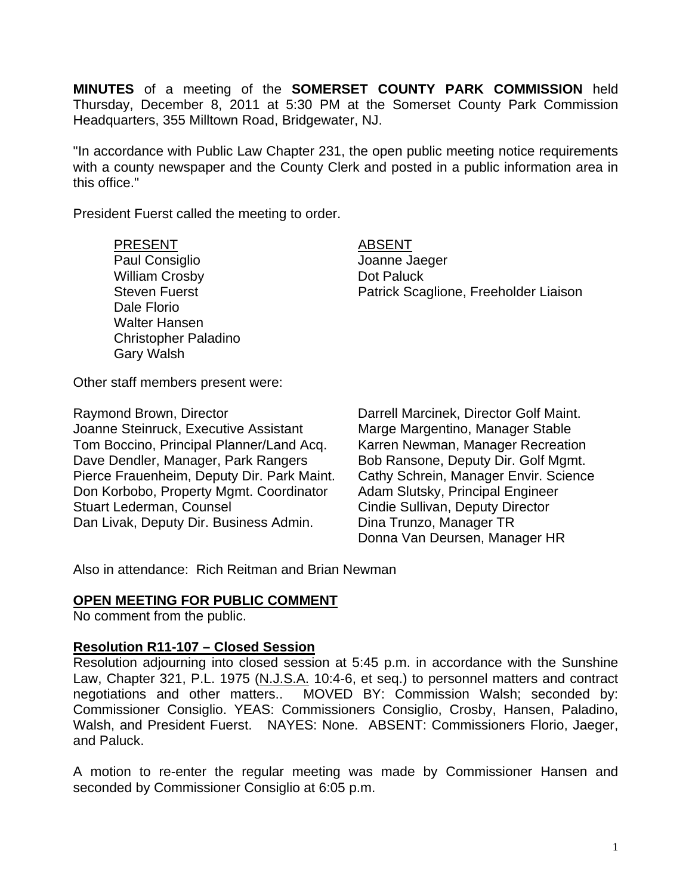**MINUTES** of a meeting of the **SOMERSET COUNTY PARK COMMISSION** held Thursday, December 8, 2011 at 5:30 PM at the Somerset County Park Commission Headquarters, 355 Milltown Road, Bridgewater, NJ.

"In accordance with Public Law Chapter 231, the open public meeting notice requirements with a county newspaper and the County Clerk and posted in a public information area in this office."

President Fuerst called the meeting to order.

| PRESENT | ABSENT |
|---|---|
| Paul Consiglio | Joanne Jaeger |
| William Crosby | Dot Paluck |
| Steven Fuerst | Patrick Scaglione, Freeholder Liaison |
| Dale Florio | |
| Walter Hansen | |
| Christopher Paladino | |
| Gary Walsh | |

Other staff members present were:

| | |
|---|---|
| Raymond Brown, Director | Darrell Marcinek, Director Golf Maint. |
| Joanne Steinruck, Executive Assistant | Marge Margentino, Manager Stable |
| Tom Boccino, Principal Planner/Land Acq. | Karren Newman, Manager Recreation |
| Dave Dendler, Manager, Park Rangers | Bob Ransone, Deputy Dir. Golf Mgmt. |
| Pierce Frauenheim, Deputy Dir. Park Maint. | Cathy Schrein, Manager Envir. Science |
| Don Korbobo, Property Mgmt. Coordinator | Adam Slutsky, Principal Engineer |
| Stuart Lederman, Counsel | Cindie Sullivan, Deputy Director |
| Dan Livak, Deputy Dir. Business Admin. | Dina Trunzo, Manager TR |
| | Donna Van Deursen, Manager HR |

Also in attendance: Rich Reitman and Brian Newman

## OPEN MEETING FOR PUBLIC COMMENT

No comment from the public.

## Resolution R11-107 – Closed Session

Resolution adjourning into closed session at 5:45 p.m. in accordance with the Sunshine Law, Chapter 321, P.L. 1975 (N.J.S.A. 10:4-6, et seq.) to personnel matters and contract negotiations and other matters.. MOVED BY: Commission Walsh; seconded by: Commissioner Consiglio. YEAS: Commissioners Consiglio, Crosby, Hansen, Paladino, Walsh, and President Fuerst. NAYES: None. ABSENT: Commissioners Florio, Jaeger, and Paluck.

A motion to re-enter the regular meeting was made by Commissioner Hansen and seconded by Commissioner Consiglio at 6:05 p.m.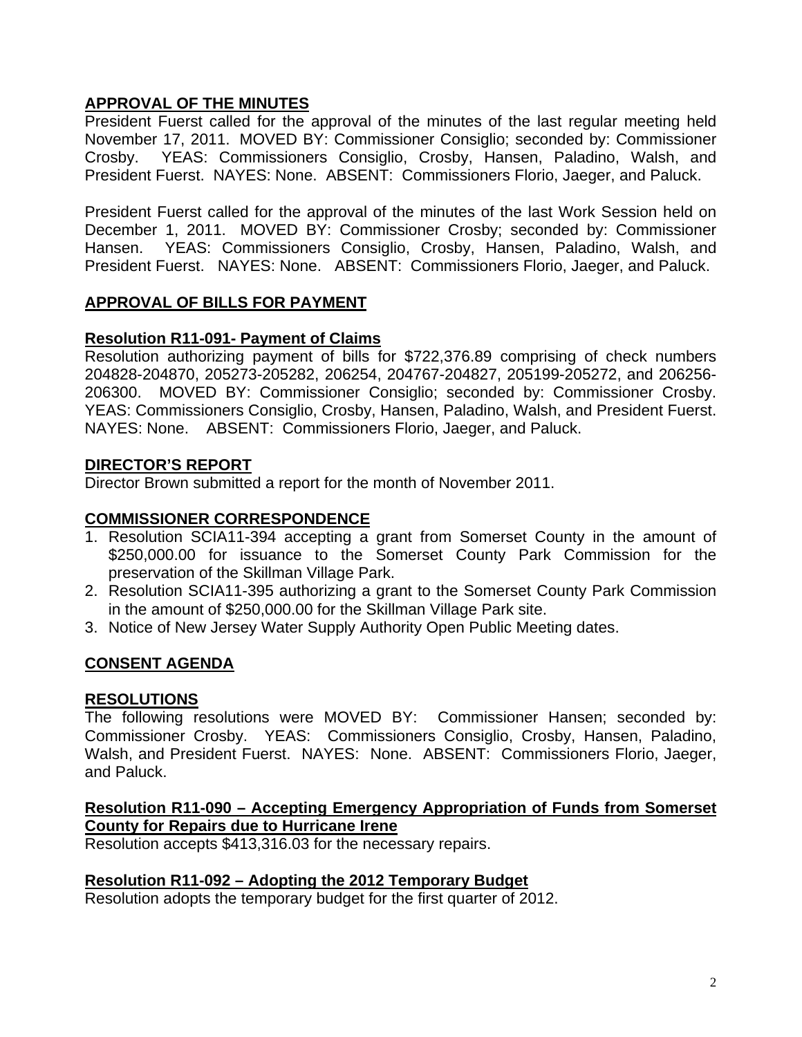## APPROVAL OF THE MINUTES

President Fuerst called for the approval of the minutes of the last regular meeting held November 17, 2011. MOVED BY: Commissioner Consiglio; seconded by: Commissioner Crosby. YEAS: Commissioners Consiglio, Crosby, Hansen, Paladino, Walsh, and President Fuerst. NAYES: None. ABSENT: Commissioners Florio, Jaeger, and Paluck.

President Fuerst called for the approval of the minutes of the last Work Session held on December 1, 2011. MOVED BY: Commissioner Crosby; seconded by: Commissioner Hansen. YEAS: Commissioners Consiglio, Crosby, Hansen, Paladino, Walsh, and President Fuerst. NAYES: None. ABSENT: Commissioners Florio, Jaeger, and Paluck.

## APPROVAL OF BILLS FOR PAYMENT

### Resolution R11-091- Payment of Claims

Resolution authorizing payment of bills for $722,376.89 comprising of check numbers 204828-204870, 205273-205282, 206254, 204767-204827, 205199-205272, and 206256-206300. MOVED BY: Commissioner Consiglio; seconded by: Commissioner Crosby. YEAS: Commissioners Consiglio, Crosby, Hansen, Paladino, Walsh, and President Fuerst. NAYES: None. ABSENT: Commissioners Florio, Jaeger, and Paluck.

## DIRECTOR'S REPORT

Director Brown submitted a report for the month of November 2011.

## COMMISSIONER CORRESPONDENCE

1. Resolution SCIA11-394 accepting a grant from Somerset County in the amount of $250,000.00 for issuance to the Somerset County Park Commission for the preservation of the Skillman Village Park.
2. Resolution SCIA11-395 authorizing a grant to the Somerset County Park Commission in the amount of $250,000.00 for the Skillman Village Park site.
3. Notice of New Jersey Water Supply Authority Open Public Meeting dates.

## CONSENT AGENDA

## RESOLUTIONS

The following resolutions were MOVED BY: Commissioner Hansen; seconded by: Commissioner Crosby. YEAS: Commissioners Consiglio, Crosby, Hansen, Paladino, Walsh, and President Fuerst. NAYES: None. ABSENT: Commissioners Florio, Jaeger, and Paluck.

### Resolution R11-090 – Accepting Emergency Appropriation of Funds from Somerset County for Repairs due to Hurricane Irene

Resolution accepts $413,316.03 for the necessary repairs.

### Resolution R11-092 – Adopting the 2012 Temporary Budget

Resolution adopts the temporary budget for the first quarter of 2012.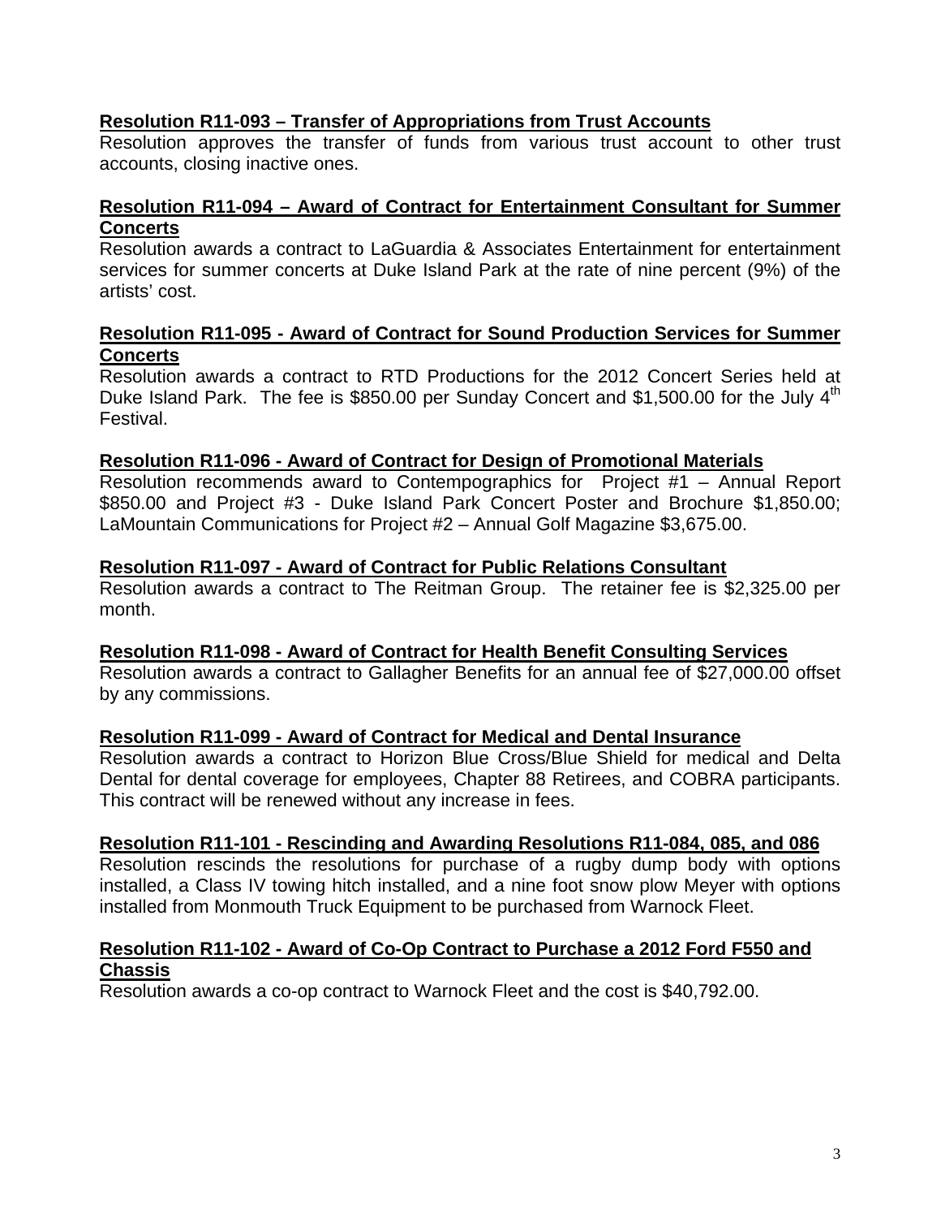**Resolution R11-093 – Transfer of Appropriations from Trust Accounts**
Resolution approves the transfer of funds from various trust account to other trust accounts, closing inactive ones.

**Resolution R11-094 – Award of Contract for Entertainment Consultant for Summer Concerts**
Resolution awards a contract to LaGuardia & Associates Entertainment for entertainment services for summer concerts at Duke Island Park at the rate of nine percent (9%) of the artists' cost.

**Resolution R11-095 - Award of Contract for Sound Production Services for Summer Concerts**
Resolution awards a contract to RTD Productions for the 2012 Concert Series held at Duke Island Park. The fee is $850.00 per Sunday Concert and $1,500.00 for the July 4th Festival.

**Resolution R11-096 - Award of Contract for Design of Promotional Materials**
Resolution recommends award to Contempographics for Project #1 – Annual Report $850.00 and Project #3 - Duke Island Park Concert Poster and Brochure $1,850.00; LaMountain Communications for Project #2 – Annual Golf Magazine $3,675.00.

**Resolution R11-097 - Award of Contract for Public Relations Consultant**
Resolution awards a contract to The Reitman Group. The retainer fee is $2,325.00 per month.

**Resolution R11-098 - Award of Contract for Health Benefit Consulting Services**
Resolution awards a contract to Gallagher Benefits for an annual fee of $27,000.00 offset by any commissions.

**Resolution R11-099 - Award of Contract for Medical and Dental Insurance**
Resolution awards a contract to Horizon Blue Cross/Blue Shield for medical and Delta Dental for dental coverage for employees, Chapter 88 Retirees, and COBRA participants. This contract will be renewed without any increase in fees.

**Resolution R11-101 - Rescinding and Awarding Resolutions R11-084, 085, and 086**
Resolution rescinds the resolutions for purchase of a rugby dump body with options installed, a Class IV towing hitch installed, and a nine foot snow plow Meyer with options installed from Monmouth Truck Equipment to be purchased from Warnock Fleet.

**Resolution R11-102 - Award of Co-Op Contract to Purchase a 2012 Ford F550 and Chassis**
Resolution awards a co-op contract to Warnock Fleet and the cost is $40,792.00.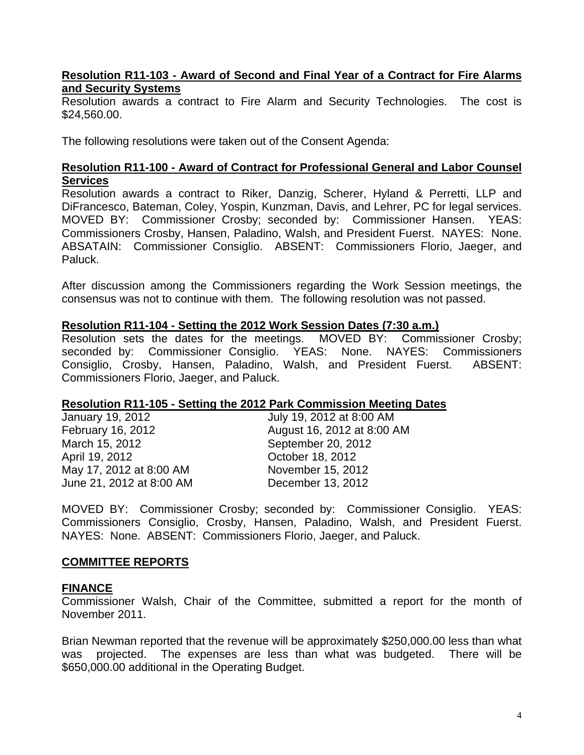**<u>Resolution R11-103 - Award of Second and Final Year of a Contract for Fire Alarms and Security Systems</u>**
Resolution awards a contract to Fire Alarm and Security Technologies. The cost is $24,560.00.

The following resolutions were taken out of the Consent Agenda:

**<u>Resolution R11-100 - Award of Contract for Professional General and Labor Counsel Services</u>**
Resolution awards a contract to Riker, Danzig, Scherer, Hyland & Perretti, LLP and DiFrancesco, Bateman, Coley, Yospin, Kunzman, Davis, and Lehrer, PC for legal services. MOVED BY: Commissioner Crosby; seconded by: Commissioner Hansen. YEAS: Commissioners Crosby, Hansen, Paladino, Walsh, and President Fuerst. NAYES: None. ABSATAIN: Commissioner Consiglio. ABSENT: Commissioners Florio, Jaeger, and Paluck.

After discussion among the Commissioners regarding the Work Session meetings, the consensus was not to continue with them. The following resolution was not passed.

**<u>Resolution R11-104 - Setting the 2012 Work Session Dates (7:30 a.m.)</u>**
Resolution sets the dates for the meetings. MOVED BY: Commissioner Crosby; seconded by: Commissioner Consiglio. YEAS: None. NAYES: Commissioners Consiglio, Crosby, Hansen, Paladino, Walsh, and President Fuerst. ABSENT: Commissioners Florio, Jaeger, and Paluck.

**<u>Resolution R11-105 - Setting the 2012 Park Commission Meeting Dates</u>**

| | |
|---|---|
| January 19, 2012 | July 19, 2012 at 8:00 AM |
| February 16, 2012 | August 16, 2012 at 8:00 AM |
| March 15, 2012 | September 20, 2012 |
| April 19, 2012 | October 18, 2012 |
| May 17, 2012 at 8:00 AM | November 15, 2012 |
| June 21, 2012 at 8:00 AM | December 13, 2012 |

MOVED BY: Commissioner Crosby; seconded by: Commissioner Consiglio. YEAS: Commissioners Consiglio, Crosby, Hansen, Paladino, Walsh, and President Fuerst. NAYES: None. ABSENT: Commissioners Florio, Jaeger, and Paluck.

**<u>COMMITTEE REPORTS</u>**

**<u>FINANCE</u>**
Commissioner Walsh, Chair of the Committee, submitted a report for the month of November 2011.

Brian Newman reported that the revenue will be approximately $250,000.00 less than what was projected. The expenses are less than what was budgeted. There will be $650,000.00 additional in the Operating Budget.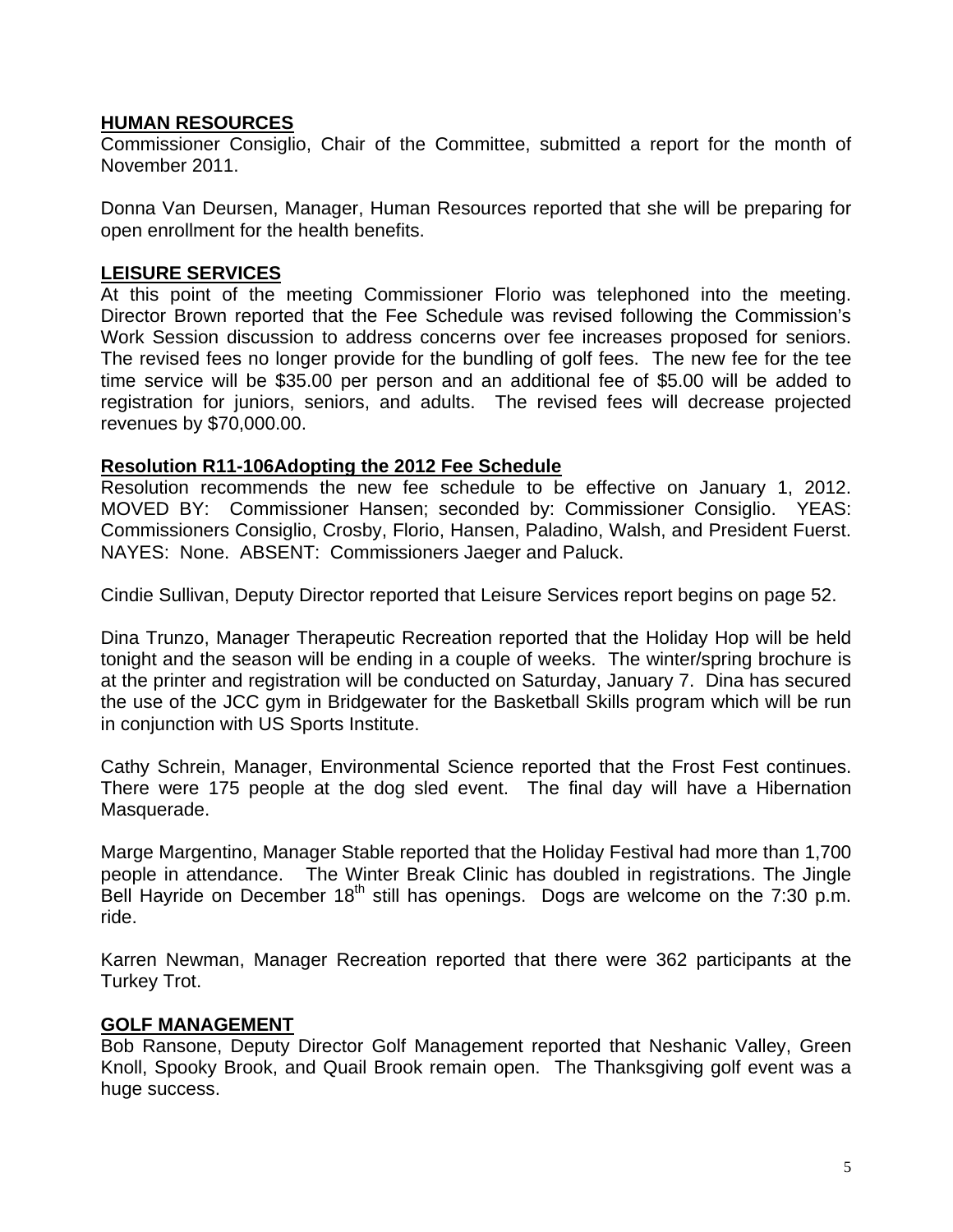## HUMAN RESOURCES

Commissioner Consiglio, Chair of the Committee, submitted a report for the month of November 2011.

Donna Van Deursen, Manager, Human Resources reported that she will be preparing for open enrollment for the health benefits.

## LEISURE SERVICES

At this point of the meeting Commissioner Florio was telephoned into the meeting. Director Brown reported that the Fee Schedule was revised following the Commission's Work Session discussion to address concerns over fee increases proposed for seniors. The revised fees no longer provide for the bundling of golf fees. The new fee for the tee time service will be $35.00 per person and an additional fee of $5.00 will be added to registration for juniors, seniors, and adults. The revised fees will decrease projected revenues by $70,000.00.

### Resolution R11-106Adopting the 2012 Fee Schedule

Resolution recommends the new fee schedule to be effective on January 1, 2012. MOVED BY: Commissioner Hansen; seconded by: Commissioner Consiglio. YEAS: Commissioners Consiglio, Crosby, Florio, Hansen, Paladino, Walsh, and President Fuerst. NAYES: None. ABSENT: Commissioners Jaeger and Paluck.

Cindie Sullivan, Deputy Director reported that Leisure Services report begins on page 52.

Dina Trunzo, Manager Therapeutic Recreation reported that the Holiday Hop will be held tonight and the season will be ending in a couple of weeks. The winter/spring brochure is at the printer and registration will be conducted on Saturday, January 7. Dina has secured the use of the JCC gym in Bridgewater for the Basketball Skills program which will be run in conjunction with US Sports Institute.

Cathy Schrein, Manager, Environmental Science reported that the Frost Fest continues. There were 175 people at the dog sled event. The final day will have a Hibernation Masquerade.

Marge Margentino, Manager Stable reported that the Holiday Festival had more than 1,700 people in attendance. The Winter Break Clinic has doubled in registrations. The Jingle Bell Hayride on December 18th still has openings. Dogs are welcome on the 7:30 p.m. ride.

Karren Newman, Manager Recreation reported that there were 362 participants at the Turkey Trot.

## GOLF MANAGEMENT

Bob Ransone, Deputy Director Golf Management reported that Neshanic Valley, Green Knoll, Spooky Brook, and Quail Brook remain open. The Thanksgiving golf event was a huge success.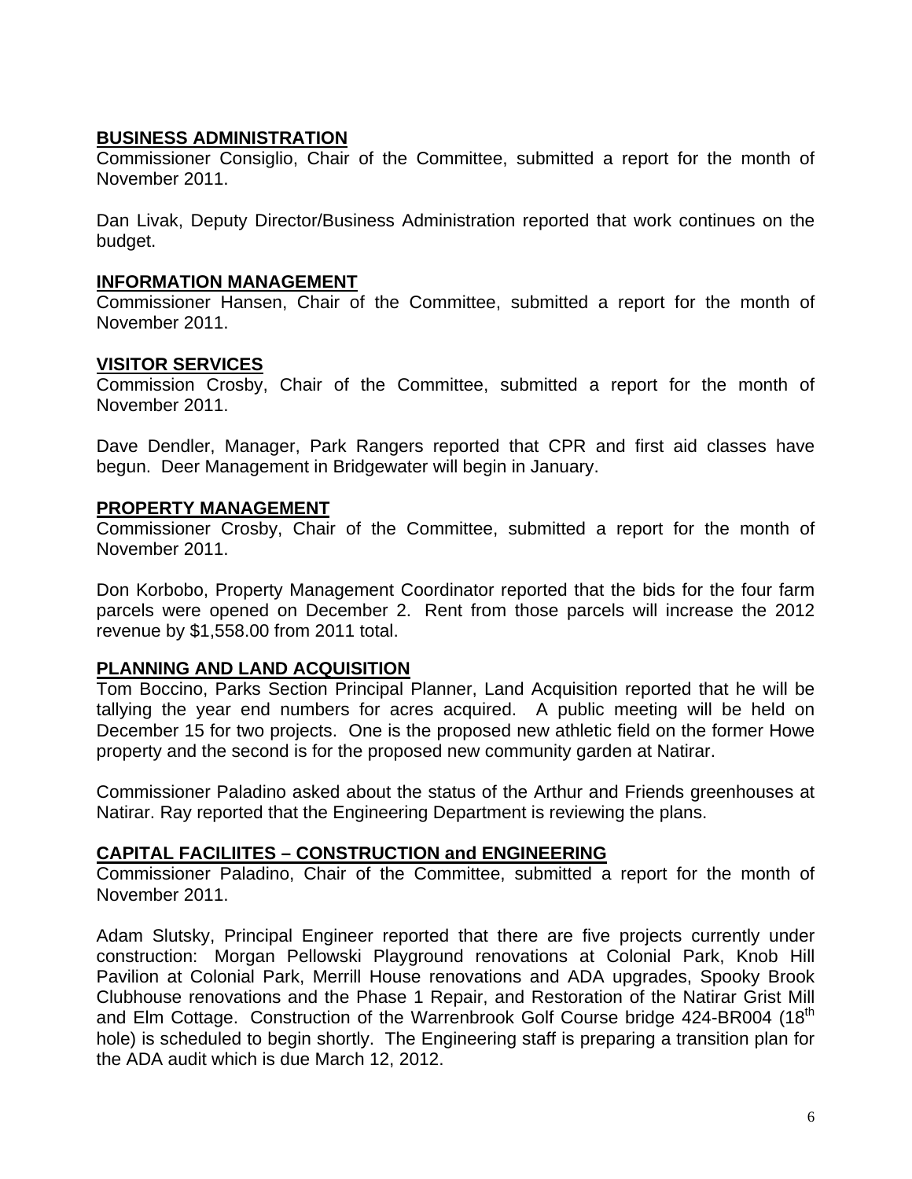## BUSINESS ADMINISTRATION

Commissioner Consiglio, Chair of the Committee, submitted a report for the month of November 2011.

Dan Livak, Deputy Director/Business Administration reported that work continues on the budget.

## INFORMATION MANAGEMENT

Commissioner Hansen, Chair of the Committee, submitted a report for the month of November 2011.

## VISITOR SERVICES

Commission Crosby, Chair of the Committee, submitted a report for the month of November 2011.

Dave Dendler, Manager, Park Rangers reported that CPR and first aid classes have begun. Deer Management in Bridgewater will begin in January.

## PROPERTY MANAGEMENT

Commissioner Crosby, Chair of the Committee, submitted a report for the month of November 2011.

Don Korbobo, Property Management Coordinator reported that the bids for the four farm parcels were opened on December 2. Rent from those parcels will increase the 2012 revenue by $1,558.00 from 2011 total.

## PLANNING AND LAND ACQUISITION

Tom Boccino, Parks Section Principal Planner, Land Acquisition reported that he will be tallying the year end numbers for acres acquired. A public meeting will be held on December 15 for two projects. One is the proposed new athletic field on the former Howe property and the second is for the proposed new community garden at Natirar.

Commissioner Paladino asked about the status of the Arthur and Friends greenhouses at Natirar. Ray reported that the Engineering Department is reviewing the plans.

## CAPITAL FACILIITES – CONSTRUCTION and ENGINEERING

Commissioner Paladino, Chair of the Committee, submitted a report for the month of November 2011.

Adam Slutsky, Principal Engineer reported that there are five projects currently under construction: Morgan Pellowski Playground renovations at Colonial Park, Knob Hill Pavilion at Colonial Park, Merrill House renovations and ADA upgrades, Spooky Brook Clubhouse renovations and the Phase 1 Repair, and Restoration of the Natirar Grist Mill and Elm Cottage. Construction of the Warrenbrook Golf Course bridge 424-BR004 (18th hole) is scheduled to begin shortly. The Engineering staff is preparing a transition plan for the ADA audit which is due March 12, 2012.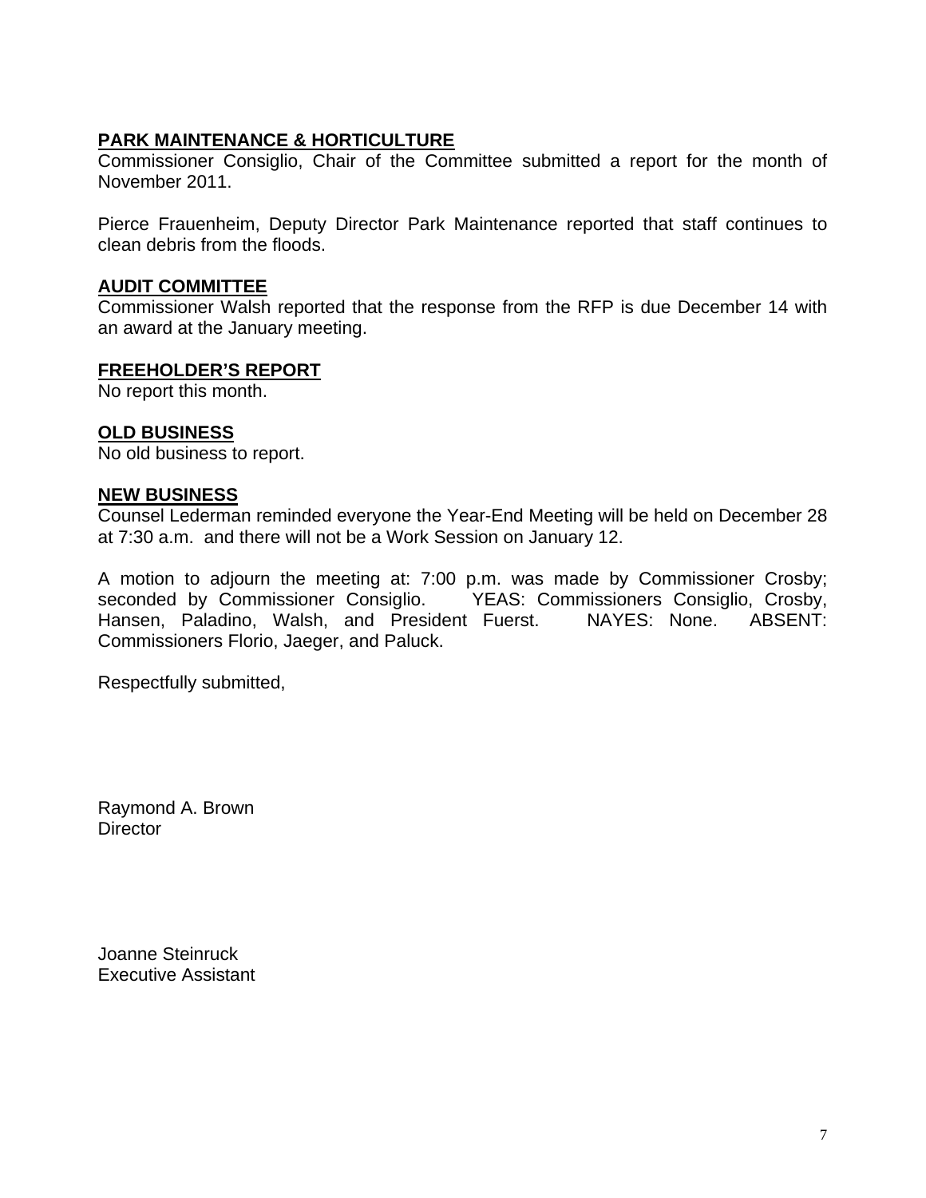**PARK MAINTENANCE & HORTICULTURE**

Commissioner Consiglio, Chair of the Committee submitted a report for the month of November 2011.

Pierce Frauenheim, Deputy Director Park Maintenance reported that staff continues to clean debris from the floods.

**AUDIT COMMITTEE**

Commissioner Walsh reported that the response from the RFP is due December 14 with an award at the January meeting.

**FREEHOLDER'S REPORT**

No report this month.

**OLD BUSINESS**

No old business to report.

**NEW BUSINESS**

Counsel Lederman reminded everyone the Year-End Meeting will be held on December 28 at 7:30 a.m. and there will not be a Work Session on January 12.

A motion to adjourn the meeting at: 7:00 p.m. was made by Commissioner Crosby; seconded by Commissioner Consiglio. YEAS: Commissioners Consiglio, Crosby, Hansen, Paladino, Walsh, and President Fuerst. NAYES: None. ABSENT: Commissioners Florio, Jaeger, and Paluck.

Respectfully submitted,

Raymond A. Brown
Director

Joanne Steinruck
Executive Assistant